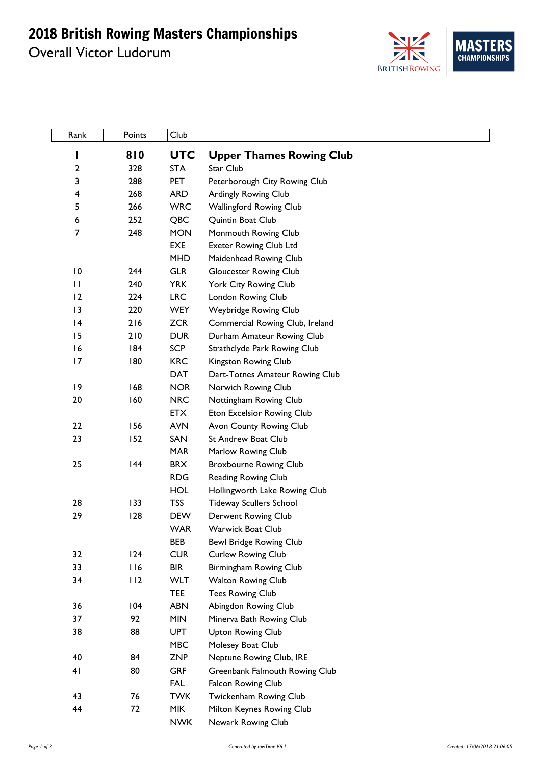# 2018 British Rowing Masters Championships

## Overall Victor Ludorum

| Rank | Points | Club | |
|---|---|---|---|
| **1** | **810** | **UTC** | **Upper Thames Rowing Club** |
| 2 | 328 | STA | Star Club |
| 3 | 288 | PET | Peterborough City Rowing Club |
| 4 | 268 | ARD | Ardingly Rowing Club |
| 5 | 266 | WRC | Wallingford Rowing Club |
| 6 | 252 | QBC | Quintin Boat Club |
| 7 | 248 | MON | Monmouth Rowing Club |
| | | EXE | Exeter Rowing Club Ltd |
| | | MHD | Maidenhead Rowing Club |
| 10 | 244 | GLR | Gloucester Rowing Club |
| 11 | 240 | YRK | York City Rowing Club |
| 12 | 224 | LRC | London Rowing Club |
| 13 | 220 | WEY | Weybridge Rowing Club |
| 14 | 216 | ZCR | Commercial Rowing Club, Ireland |
| 15 | 210 | DUR | Durham Amateur Rowing Club |
| 16 | 184 | SCP | Strathclyde Park Rowing Club |
| 17 | 180 | KRC | Kingston Rowing Club |
| | | DAT | Dart-Totnes Amateur Rowing Club |
| 19 | 168 | NOR | Norwich Rowing Club |
| 20 | 160 | NRC | Nottingham Rowing Club |
| | | ETX | Eton Excelsior Rowing Club |
| 22 | 156 | AVN | Avon County Rowing Club |
| 23 | 152 | SAN | St Andrew Boat Club |
| | | MAR | Marlow Rowing Club |
| 25 | 144 | BRX | Broxbourne Rowing Club |
| | | RDG | Reading Rowing Club |
| | | HOL | Hollingworth Lake Rowing Club |
| 28 | 133 | TSS | Tideway Scullers School |
| 29 | 128 | DEW | Derwent Rowing Club |
| | | WAR | Warwick Boat Club |
| | | BEB | Bewl Bridge Rowing Club |
| 32 | 124 | CUR | Curlew Rowing Club |
| 33 | 116 | BIR | Birmingham Rowing Club |
| 34 | 112 | WLT | Walton Rowing Club |
| | | TEE | Tees Rowing Club |
| 36 | 104 | ABN | Abingdon Rowing Club |
| 37 | 92 | MIN | Minerva Bath Rowing Club |
| 38 | 88 | UPT | Upton Rowing Club |
| | | MBC | Molesey Boat Club |
| 40 | 84 | ZNP | Neptune Rowing Club, IRE |
| 41 | 80 | GRF | Greenbank Falmouth Rowing Club |
| | | FAL | Falcon Rowing Club |
| 43 | 76 | TWK | Twickenham Rowing Club |
| 44 | 72 | MIK | Milton Keynes Rowing Club |
| | | NWK | Newark Rowing Club |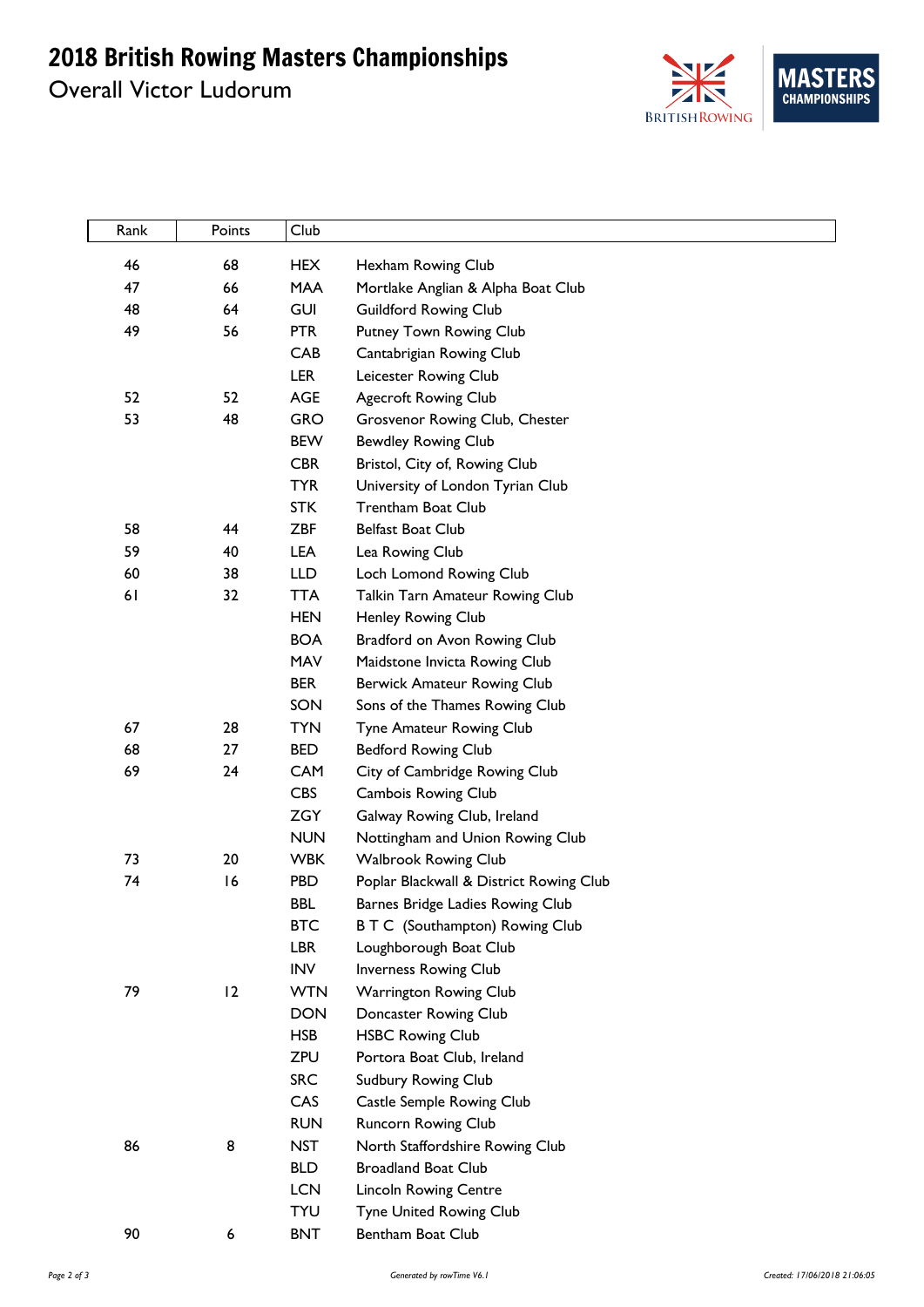# 2018 British Rowing Masters Championships

Overall Victor Ludorum

| Rank | Points | Club | |
|---|---|---|---|
| 46 | 68 | HEX | Hexham Rowing Club |
| 47 | 66 | MAA | Mortlake Anglian & Alpha Boat Club |
| 48 | 64 | GUI | Guildford Rowing Club |
| 49 | 56 | PTR | Putney Town Rowing Club |
| | | CAB | Cantabrigian Rowing Club |
| | | LER | Leicester Rowing Club |
| 52 | 52 | AGE | Agecroft Rowing Club |
| 53 | 48 | GRO | Grosvenor Rowing Club, Chester |
| | | BEW | Bewdley Rowing Club |
| | | CBR | Bristol, City of, Rowing Club |
| | | TYR | University of London Tyrian Club |
| | | STK | Trentham Boat Club |
| 58 | 44 | ZBF | Belfast Boat Club |
| 59 | 40 | LEA | Lea Rowing Club |
| 60 | 38 | LLD | Loch Lomond Rowing Club |
| 61 | 32 | TTA | Talkin Tarn Amateur Rowing Club |
| | | HEN | Henley Rowing Club |
| | | BOA | Bradford on Avon Rowing Club |
| | | MAV | Maidstone Invicta Rowing Club |
| | | BER | Berwick Amateur Rowing Club |
| | | SON | Sons of the Thames Rowing Club |
| 67 | 28 | TYN | Tyne Amateur Rowing Club |
| 68 | 27 | BED | Bedford Rowing Club |
| 69 | 24 | CAM | City of Cambridge Rowing Club |
| | | CBS | Cambois Rowing Club |
| | | ZGY | Galway Rowing Club, Ireland |
| | | NUN | Nottingham and Union Rowing Club |
| 73 | 20 | WBK | Walbrook Rowing Club |
| 74 | 16 | PBD | Poplar Blackwall & District Rowing Club |
| | | BBL | Barnes Bridge Ladies Rowing Club |
| | | BTC | B T C (Southampton) Rowing Club |
| | | LBR | Loughborough Boat Club |
| | | INV | Inverness Rowing Club |
| 79 | 12 | WTN | Warrington Rowing Club |
| | | DON | Doncaster Rowing Club |
| | | HSB | HSBC Rowing Club |
| | | ZPU | Portora Boat Club, Ireland |
| | | SRC | Sudbury Rowing Club |
| | | CAS | Castle Semple Rowing Club |
| | | RUN | Runcorn Rowing Club |
| 86 | 8 | NST | North Staffordshire Rowing Club |
| | | BLD | Broadland Boat Club |
| | | LCN | Lincoln Rowing Centre |
| | | TYU | Tyne United Rowing Club |
| 90 | 6 | BNT | Bentham Boat Club |

Generated by rowTime V6.1

Created: 17/06/2018 21:06:05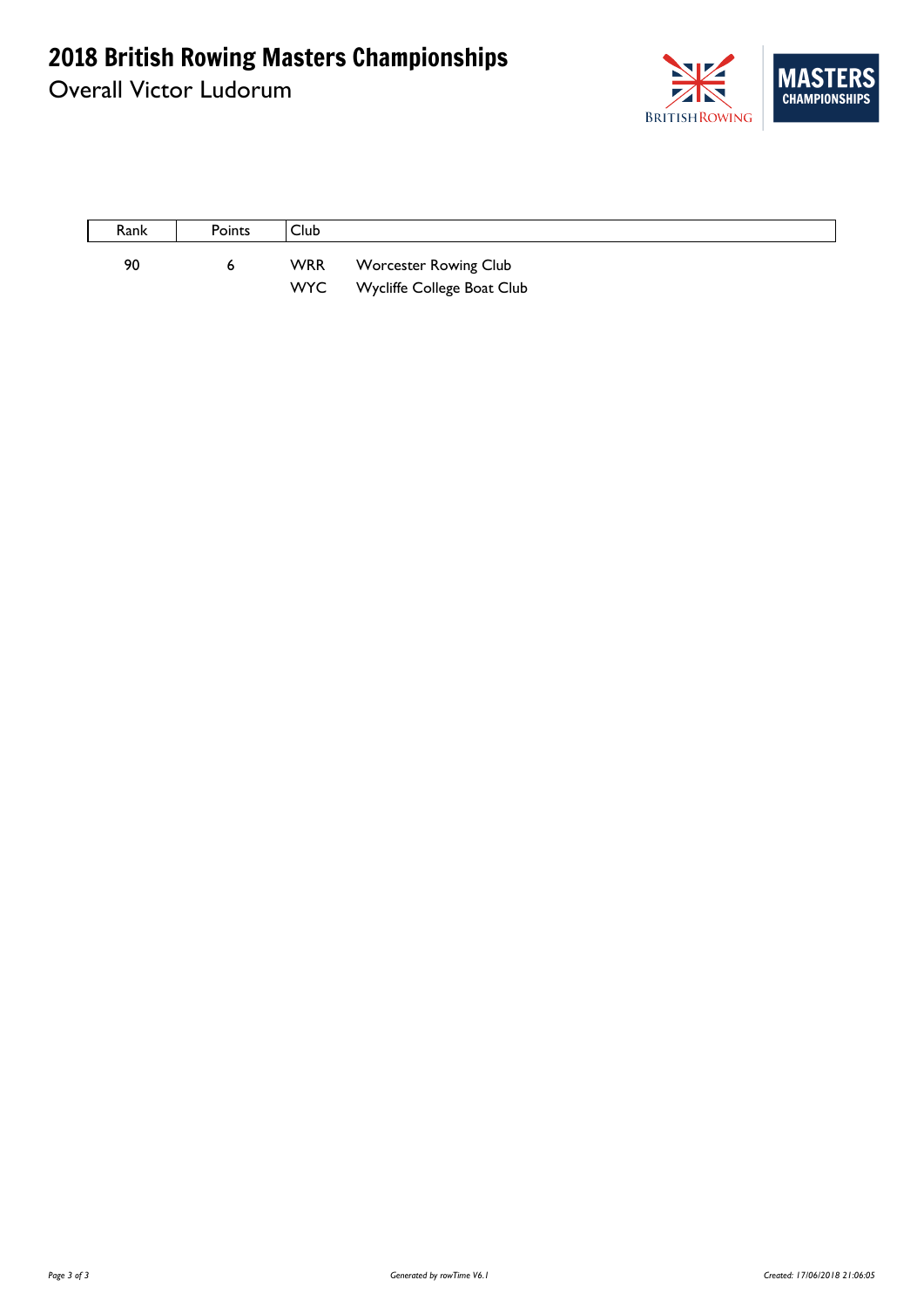# 2018 British Rowing Masters Championships

Overall Victor Ludorum

| Rank | Points | Club | |
|---|---|---|---|
| 90 | 6 | WRR | Worcester Rowing Club |
| | | WYC | Wycliffe College Boat Club |